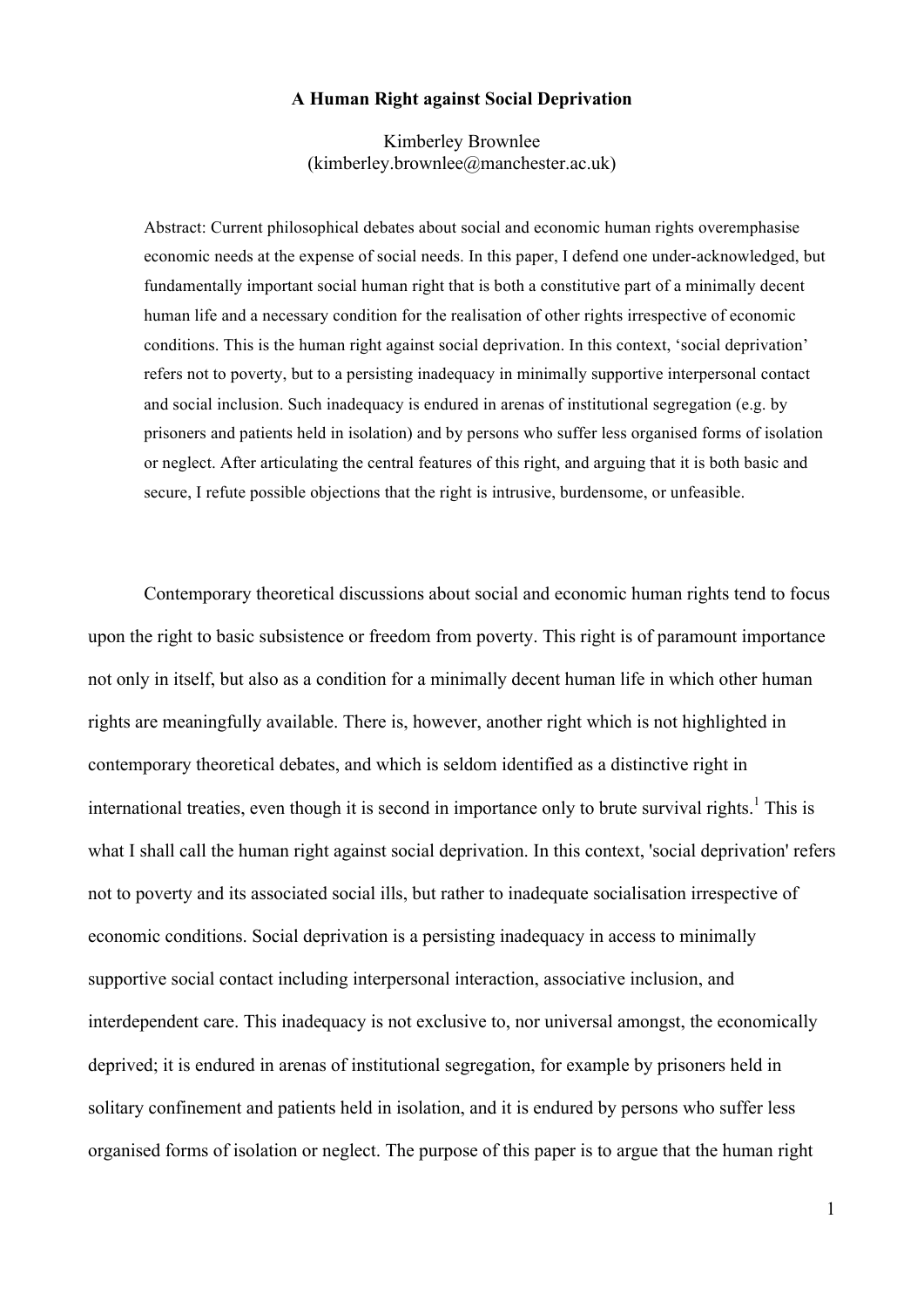# A Human Right against Social Deprivation

Kimberley Brownlee
(kimberley.brownlee@manchester.ac.uk)

Abstract: Current philosophical debates about social and economic human rights overemphasise economic needs at the expense of social needs. In this paper, I defend one under-acknowledged, but fundamentally important social human right that is both a constitutive part of a minimally decent human life and a necessary condition for the realisation of other rights irrespective of economic conditions. This is the human right against social deprivation. In this context, 'social deprivation' refers not to poverty, but to a persisting inadequacy in minimally supportive interpersonal contact and social inclusion. Such inadequacy is endured in arenas of institutional segregation (e.g. by prisoners and patients held in isolation) and by persons who suffer less organised forms of isolation or neglect. After articulating the central features of this right, and arguing that it is both basic and secure, I refute possible objections that the right is intrusive, burdensome, or unfeasible.

Contemporary theoretical discussions about social and economic human rights tend to focus upon the right to basic subsistence or freedom from poverty. This right is of paramount importance not only in itself, but also as a condition for a minimally decent human life in which other human rights are meaningfully available. There is, however, another right which is not highlighted in contemporary theoretical debates, and which is seldom identified as a distinctive right in international treaties, even though it is second in importance only to brute survival rights.[1] This is what I shall call the human right against social deprivation. In this context, 'social deprivation' refers not to poverty and its associated social ills, but rather to inadequate socialisation irrespective of economic conditions. Social deprivation is a persisting inadequacy in access to minimally supportive social contact including interpersonal interaction, associative inclusion, and interdependent care. This inadequacy is not exclusive to, nor universal amongst, the economically deprived; it is endured in arenas of institutional segregation, for example by prisoners held in solitary confinement and patients held in isolation, and it is endured by persons who suffer less organised forms of isolation or neglect. The purpose of this paper is to argue that the human right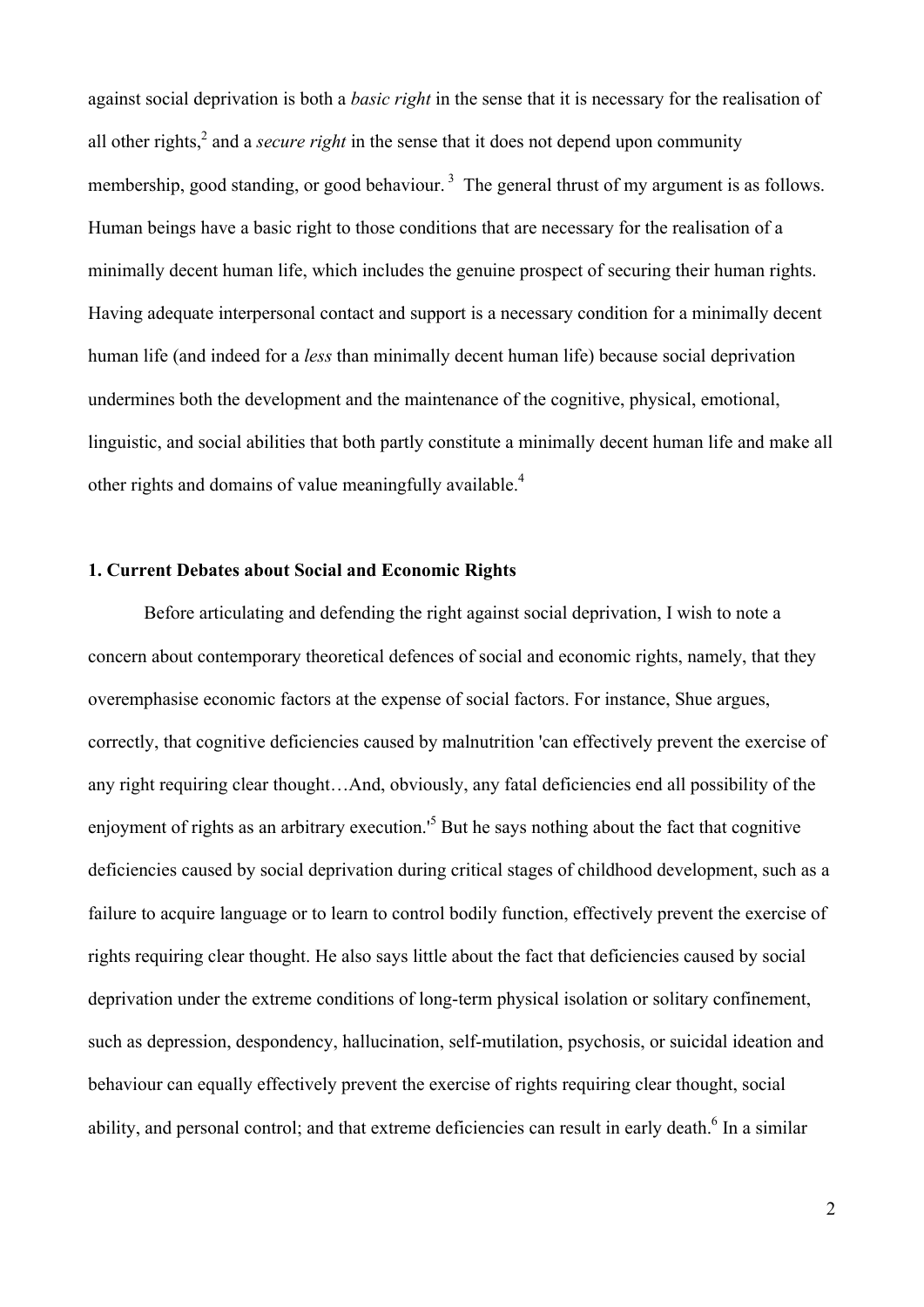against social deprivation is both a *basic right* in the sense that it is necessary for the realisation of all other rights,[2] and a *secure right* in the sense that it does not depend upon community membership, good standing, or good behaviour.[3] The general thrust of my argument is as follows. Human beings have a basic right to those conditions that are necessary for the realisation of a minimally decent human life, which includes the genuine prospect of securing their human rights. Having adequate interpersonal contact and support is a necessary condition for a minimally decent human life (and indeed for a *less* than minimally decent human life) because social deprivation undermines both the development and the maintenance of the cognitive, physical, emotional, linguistic, and social abilities that both partly constitute a minimally decent human life and make all other rights and domains of value meaningfully available.[4]

## 1. Current Debates about Social and Economic Rights

Before articulating and defending the right against social deprivation, I wish to note a concern about contemporary theoretical defences of social and economic rights, namely, that they overemphasise economic factors at the expense of social factors. For instance, Shue argues, correctly, that cognitive deficiencies caused by malnutrition 'can effectively prevent the exercise of any right requiring clear thought…And, obviously, any fatal deficiencies end all possibility of the enjoyment of rights as an arbitrary execution.'[5] But he says nothing about the fact that cognitive deficiencies caused by social deprivation during critical stages of childhood development, such as a failure to acquire language or to learn to control bodily function, effectively prevent the exercise of rights requiring clear thought. He also says little about the fact that deficiencies caused by social deprivation under the extreme conditions of long-term physical isolation or solitary confinement, such as depression, despondency, hallucination, self-mutilation, psychosis, or suicidal ideation and behaviour can equally effectively prevent the exercise of rights requiring clear thought, social ability, and personal control; and that extreme deficiencies can result in early death.[6] In a similar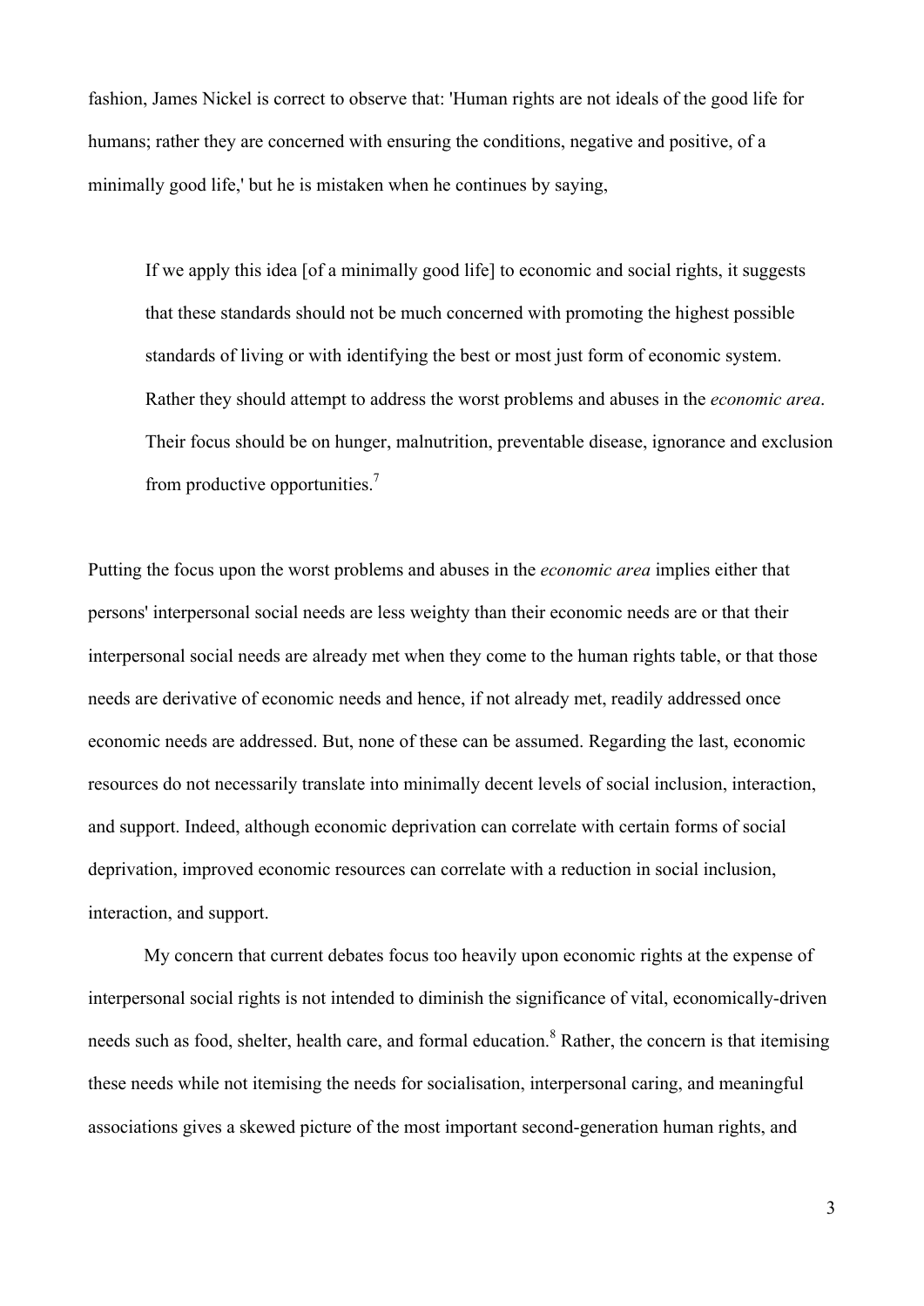fashion, James Nickel is correct to observe that: 'Human rights are not ideals of the good life for humans; rather they are concerned with ensuring the conditions, negative and positive, of a minimally good life,' but he is mistaken when he continues by saying,

> If we apply this idea [of a minimally good life] to economic and social rights, it suggests that these standards should not be much concerned with promoting the highest possible standards of living or with identifying the best or most just form of economic system. Rather they should attempt to address the worst problems and abuses in the *economic area*. Their focus should be on hunger, malnutrition, preventable disease, ignorance and exclusion from productive opportunities.[7]

Putting the focus upon the worst problems and abuses in the *economic area* implies either that persons' interpersonal social needs are less weighty than their economic needs are or that their interpersonal social needs are already met when they come to the human rights table, or that those needs are derivative of economic needs and hence, if not already met, readily addressed once economic needs are addressed. But, none of these can be assumed. Regarding the last, economic resources do not necessarily translate into minimally decent levels of social inclusion, interaction, and support. Indeed, although economic deprivation can correlate with certain forms of social deprivation, improved economic resources can correlate with a reduction in social inclusion, interaction, and support.

My concern that current debates focus too heavily upon economic rights at the expense of interpersonal social rights is not intended to diminish the significance of vital, economically-driven needs such as food, shelter, health care, and formal education.[8] Rather, the concern is that itemising these needs while not itemising the needs for socialisation, interpersonal caring, and meaningful associations gives a skewed picture of the most important second-generation human rights, and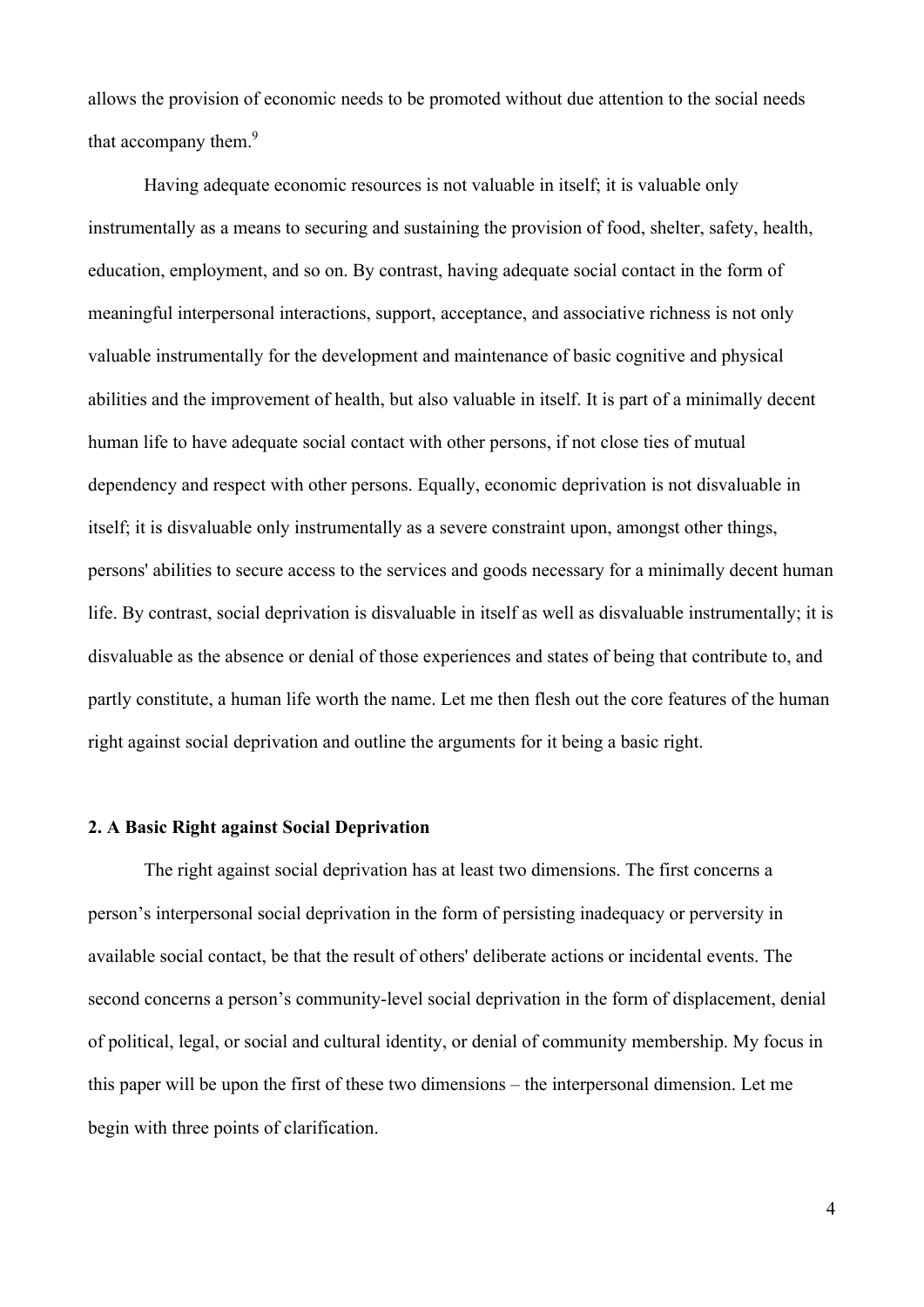allows the provision of economic needs to be promoted without due attention to the social needs that accompany them.[9]

Having adequate economic resources is not valuable in itself; it is valuable only instrumentally as a means to securing and sustaining the provision of food, shelter, safety, health, education, employment, and so on. By contrast, having adequate social contact in the form of meaningful interpersonal interactions, support, acceptance, and associative richness is not only valuable instrumentally for the development and maintenance of basic cognitive and physical abilities and the improvement of health, but also valuable in itself. It is part of a minimally decent human life to have adequate social contact with other persons, if not close ties of mutual dependency and respect with other persons. Equally, economic deprivation is not disvaluable in itself; it is disvaluable only instrumentally as a severe constraint upon, amongst other things, persons' abilities to secure access to the services and goods necessary for a minimally decent human life. By contrast, social deprivation is disvaluable in itself as well as disvaluable instrumentally; it is disvaluable as the absence or denial of those experiences and states of being that contribute to, and partly constitute, a human life worth the name. Let me then flesh out the core features of the human right against social deprivation and outline the arguments for it being a basic right.

## 2. A Basic Right against Social Deprivation

The right against social deprivation has at least two dimensions. The first concerns a person's interpersonal social deprivation in the form of persisting inadequacy or perversity in available social contact, be that the result of others' deliberate actions or incidental events. The second concerns a person's community-level social deprivation in the form of displacement, denial of political, legal, or social and cultural identity, or denial of community membership. My focus in this paper will be upon the first of these two dimensions – the interpersonal dimension. Let me begin with three points of clarification.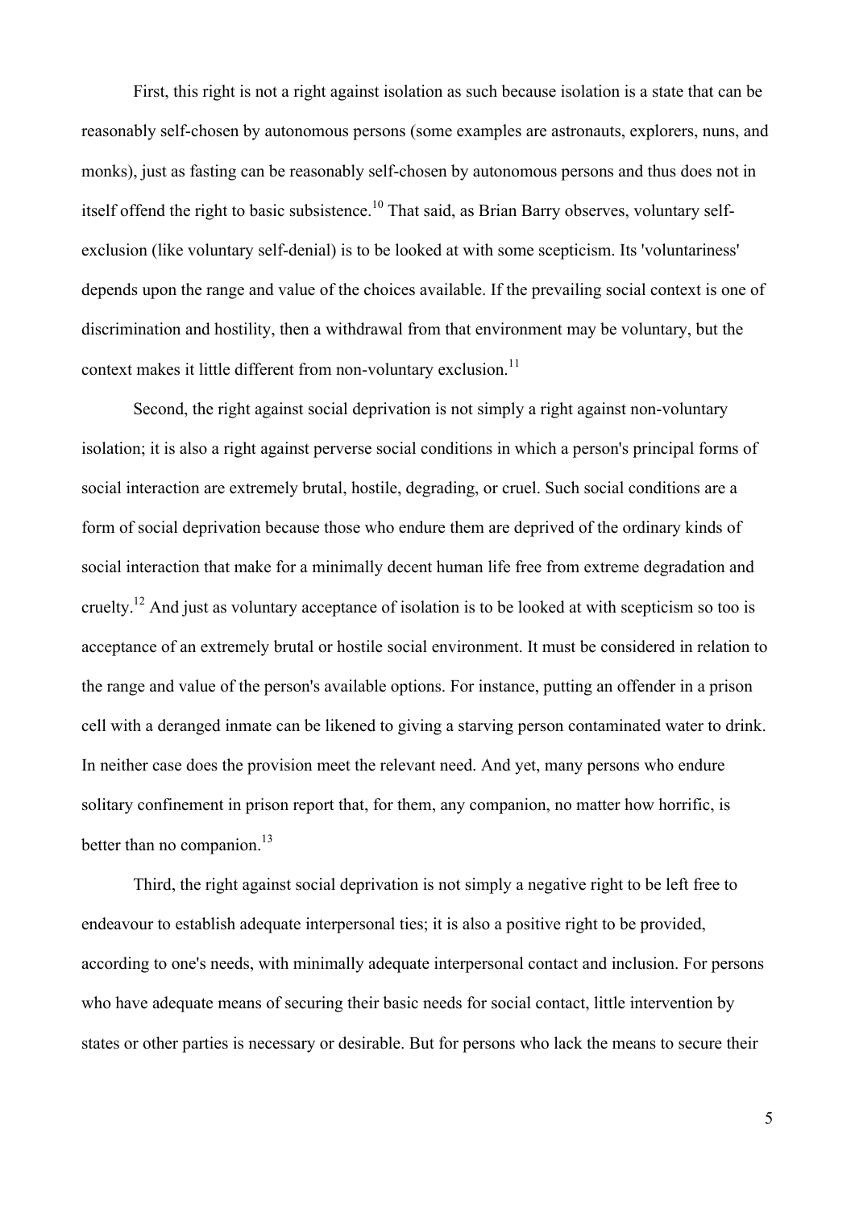First, this right is not a right against isolation as such because isolation is a state that can be reasonably self-chosen by autonomous persons (some examples are astronauts, explorers, nuns, and monks), just as fasting can be reasonably self-chosen by autonomous persons and thus does not in itself offend the right to basic subsistence.[10] That said, as Brian Barry observes, voluntary self-exclusion (like voluntary self-denial) is to be looked at with some scepticism. Its 'voluntariness' depends upon the range and value of the choices available. If the prevailing social context is one of discrimination and hostility, then a withdrawal from that environment may be voluntary, but the context makes it little different from non-voluntary exclusion.[11]

Second, the right against social deprivation is not simply a right against non-voluntary isolation; it is also a right against perverse social conditions in which a person's principal forms of social interaction are extremely brutal, hostile, degrading, or cruel. Such social conditions are a form of social deprivation because those who endure them are deprived of the ordinary kinds of social interaction that make for a minimally decent human life free from extreme degradation and cruelty.[12] And just as voluntary acceptance of isolation is to be looked at with scepticism so too is acceptance of an extremely brutal or hostile social environment. It must be considered in relation to the range and value of the person's available options. For instance, putting an offender in a prison cell with a deranged inmate can be likened to giving a starving person contaminated water to drink. In neither case does the provision meet the relevant need. And yet, many persons who endure solitary confinement in prison report that, for them, any companion, no matter how horrific, is better than no companion.[13]

Third, the right against social deprivation is not simply a negative right to be left free to endeavour to establish adequate interpersonal ties; it is also a positive right to be provided, according to one's needs, with minimally adequate interpersonal contact and inclusion. For persons who have adequate means of securing their basic needs for social contact, little intervention by states or other parties is necessary or desirable. But for persons who lack the means to secure their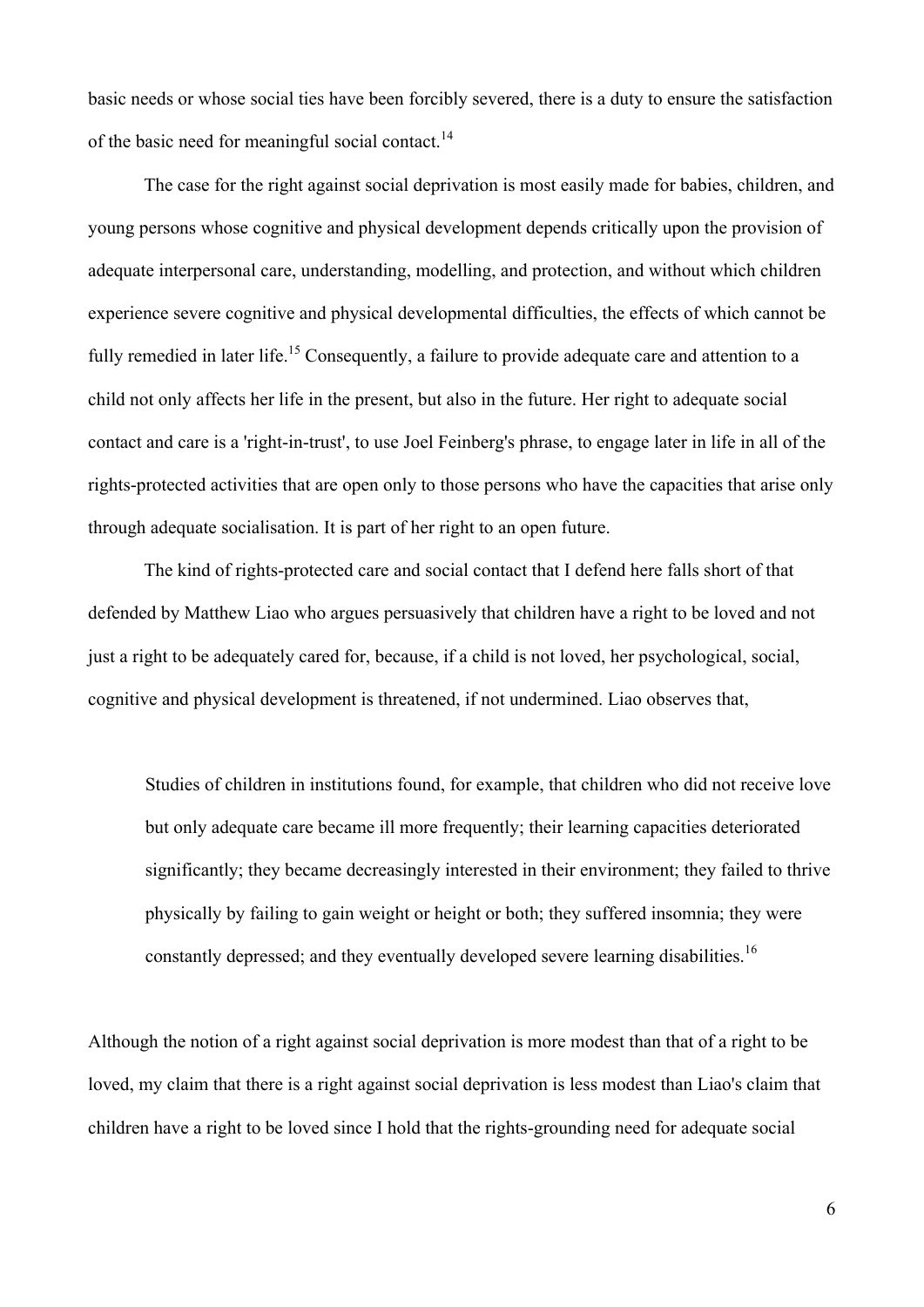basic needs or whose social ties have been forcibly severed, there is a duty to ensure the satisfaction of the basic need for meaningful social contact.[14]

The case for the right against social deprivation is most easily made for babies, children, and young persons whose cognitive and physical development depends critically upon the provision of adequate interpersonal care, understanding, modelling, and protection, and without which children experience severe cognitive and physical developmental difficulties, the effects of which cannot be fully remedied in later life.[15] Consequently, a failure to provide adequate care and attention to a child not only affects her life in the present, but also in the future. Her right to adequate social contact and care is a 'right-in-trust', to use Joel Feinberg's phrase, to engage later in life in all of the rights-protected activities that are open only to those persons who have the capacities that arise only through adequate socialisation. It is part of her right to an open future.

The kind of rights-protected care and social contact that I defend here falls short of that defended by Matthew Liao who argues persuasively that children have a right to be loved and not just a right to be adequately cared for, because, if a child is not loved, her psychological, social, cognitive and physical development is threatened, if not undermined. Liao observes that,

> Studies of children in institutions found, for example, that children who did not receive love but only adequate care became ill more frequently; their learning capacities deteriorated significantly; they became decreasingly interested in their environment; they failed to thrive physically by failing to gain weight or height or both; they suffered insomnia; they were constantly depressed; and they eventually developed severe learning disabilities.[16]

Although the notion of a right against social deprivation is more modest than that of a right to be loved, my claim that there is a right against social deprivation is less modest than Liao's claim that children have a right to be loved since I hold that the rights-grounding need for adequate social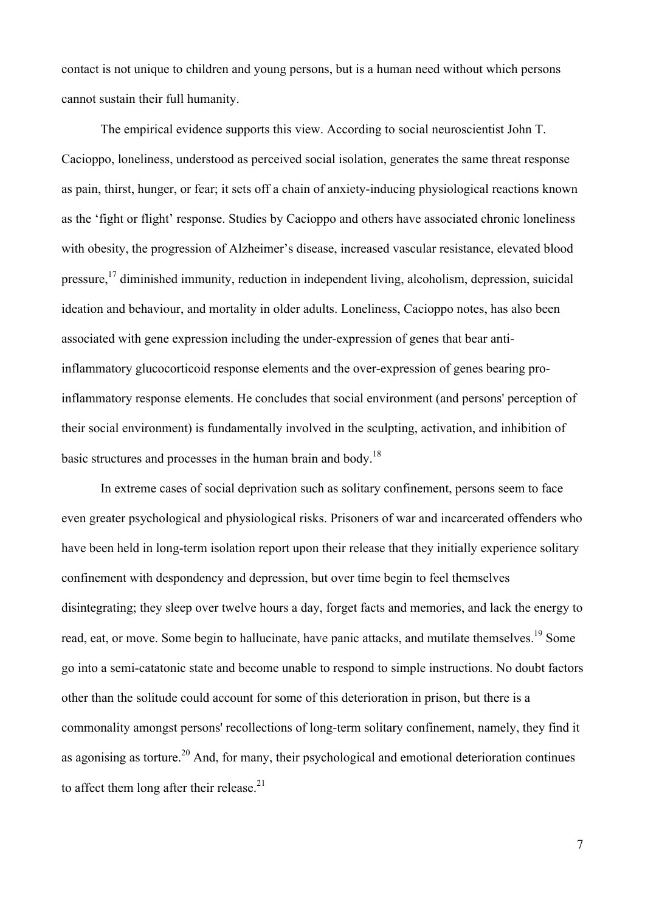contact is not unique to children and young persons, but is a human need without which persons cannot sustain their full humanity.

The empirical evidence supports this view. According to social neuroscientist John T. Cacioppo, loneliness, understood as perceived social isolation, generates the same threat response as pain, thirst, hunger, or fear; it sets off a chain of anxiety-inducing physiological reactions known as the 'fight or flight' response. Studies by Cacioppo and others have associated chronic loneliness with obesity, the progression of Alzheimer's disease, increased vascular resistance, elevated blood pressure,[17] diminished immunity, reduction in independent living, alcoholism, depression, suicidal ideation and behaviour, and mortality in older adults. Loneliness, Cacioppo notes, has also been associated with gene expression including the under-expression of genes that bear anti-inflammatory glucocorticoid response elements and the over-expression of genes bearing pro-inflammatory response elements. He concludes that social environment (and persons' perception of their social environment) is fundamentally involved in the sculpting, activation, and inhibition of basic structures and processes in the human brain and body.[18]

In extreme cases of social deprivation such as solitary confinement, persons seem to face even greater psychological and physiological risks. Prisoners of war and incarcerated offenders who have been held in long-term isolation report upon their release that they initially experience solitary confinement with despondency and depression, but over time begin to feel themselves disintegrating; they sleep over twelve hours a day, forget facts and memories, and lack the energy to read, eat, or move. Some begin to hallucinate, have panic attacks, and mutilate themselves.[19] Some go into a semi-catatonic state and become unable to respond to simple instructions. No doubt factors other than the solitude could account for some of this deterioration in prison, but there is a commonality amongst persons' recollections of long-term solitary confinement, namely, they find it as agonising as torture.[20] And, for many, their psychological and emotional deterioration continues to affect them long after their release.[21]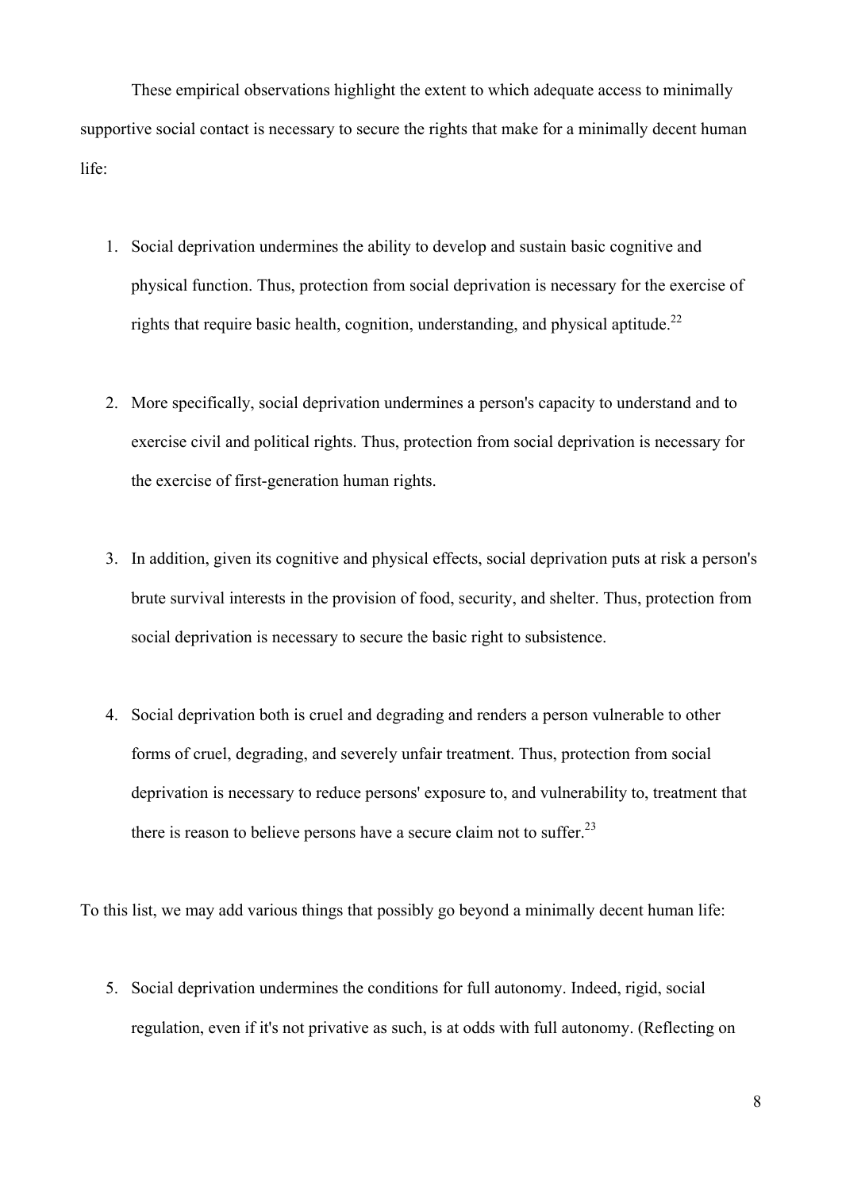These empirical observations highlight the extent to which adequate access to minimally supportive social contact is necessary to secure the rights that make for a minimally decent human life:

1. Social deprivation undermines the ability to develop and sustain basic cognitive and physical function. Thus, protection from social deprivation is necessary for the exercise of rights that require basic health, cognition, understanding, and physical aptitude.[22]

2. More specifically, social deprivation undermines a person's capacity to understand and to exercise civil and political rights. Thus, protection from social deprivation is necessary for the exercise of first-generation human rights.

3. In addition, given its cognitive and physical effects, social deprivation puts at risk a person's brute survival interests in the provision of food, security, and shelter. Thus, protection from social deprivation is necessary to secure the basic right to subsistence.

4. Social deprivation both is cruel and degrading and renders a person vulnerable to other forms of cruel, degrading, and severely unfair treatment. Thus, protection from social deprivation is necessary to reduce persons' exposure to, and vulnerability to, treatment that there is reason to believe persons have a secure claim not to suffer.[23]

To this list, we may add various things that possibly go beyond a minimally decent human life:

5. Social deprivation undermines the conditions for full autonomy. Indeed, rigid, social regulation, even if it's not privative as such, is at odds with full autonomy. (Reflecting on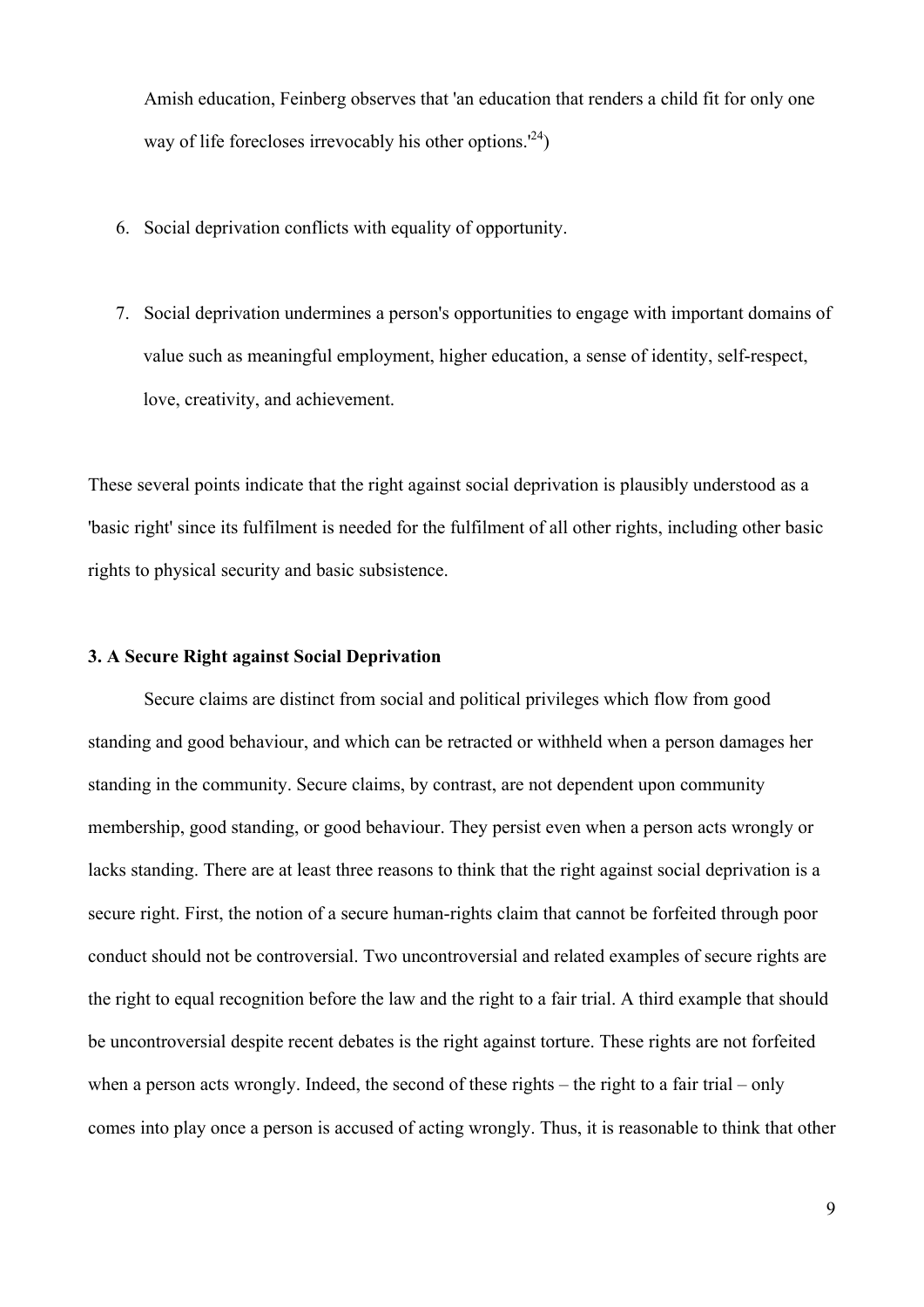Amish education, Feinberg observes that 'an education that renders a child fit for only one way of life forecloses irrevocably his other options.'[24])

6. Social deprivation conflicts with equality of opportunity.

7. Social deprivation undermines a person's opportunities to engage with important domains of value such as meaningful employment, higher education, a sense of identity, self-respect, love, creativity, and achievement.

These several points indicate that the right against social deprivation is plausibly understood as a 'basic right' since its fulfilment is needed for the fulfilment of all other rights, including other basic rights to physical security and basic subsistence.

### 3. A Secure Right against Social Deprivation

Secure claims are distinct from social and political privileges which flow from good standing and good behaviour, and which can be retracted or withheld when a person damages her standing in the community. Secure claims, by contrast, are not dependent upon community membership, good standing, or good behaviour. They persist even when a person acts wrongly or lacks standing. There are at least three reasons to think that the right against social deprivation is a secure right. First, the notion of a secure human-rights claim that cannot be forfeited through poor conduct should not be controversial. Two uncontroversial and related examples of secure rights are the right to equal recognition before the law and the right to a fair trial. A third example that should be uncontroversial despite recent debates is the right against torture. These rights are not forfeited when a person acts wrongly. Indeed, the second of these rights – the right to a fair trial – only comes into play once a person is accused of acting wrongly. Thus, it is reasonable to think that other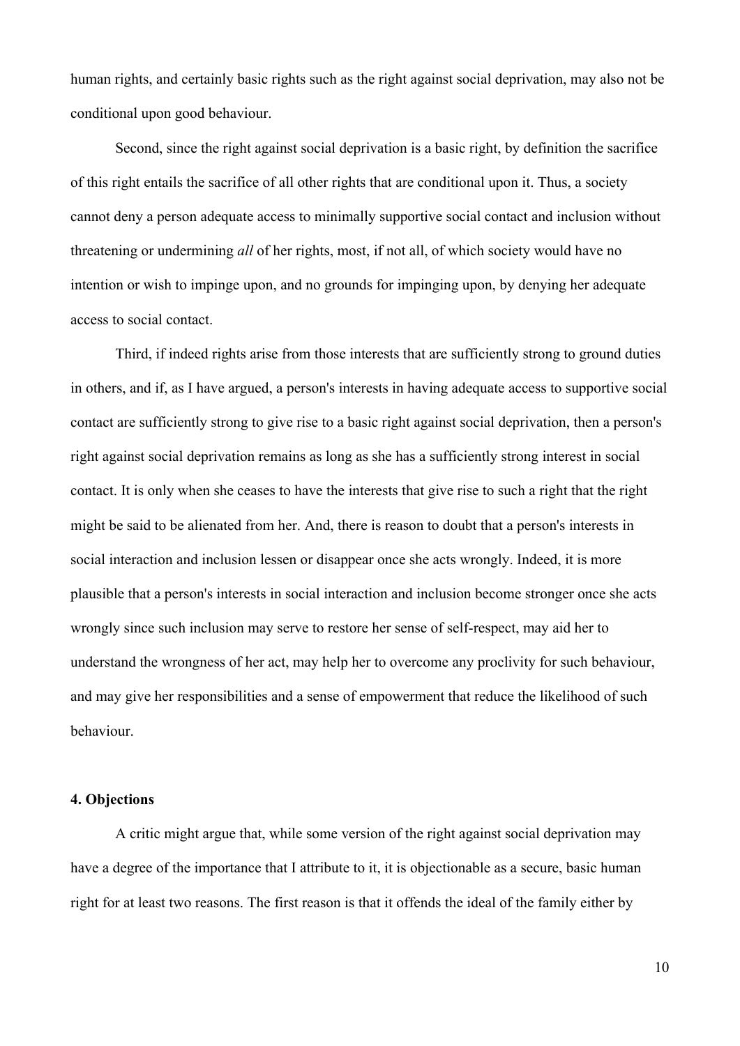human rights, and certainly basic rights such as the right against social deprivation, may also not be conditional upon good behaviour.

Second, since the right against social deprivation is a basic right, by definition the sacrifice of this right entails the sacrifice of all other rights that are conditional upon it. Thus, a society cannot deny a person adequate access to minimally supportive social contact and inclusion without threatening or undermining *all* of her rights, most, if not all, of which society would have no intention or wish to impinge upon, and no grounds for impinging upon, by denying her adequate access to social contact.

Third, if indeed rights arise from those interests that are sufficiently strong to ground duties in others, and if, as I have argued, a person's interests in having adequate access to supportive social contact are sufficiently strong to give rise to a basic right against social deprivation, then a person's right against social deprivation remains as long as she has a sufficiently strong interest in social contact. It is only when she ceases to have the interests that give rise to such a right that the right might be said to be alienated from her. And, there is reason to doubt that a person's interests in social interaction and inclusion lessen or disappear once she acts wrongly. Indeed, it is more plausible that a person's interests in social interaction and inclusion become stronger once she acts wrongly since such inclusion may serve to restore her sense of self-respect, may aid her to understand the wrongness of her act, may help her to overcome any proclivity for such behaviour, and may give her responsibilities and a sense of empowerment that reduce the likelihood of such behaviour.

## 4. Objections

A critic might argue that, while some version of the right against social deprivation may have a degree of the importance that I attribute to it, it is objectionable as a secure, basic human right for at least two reasons. The first reason is that it offends the ideal of the family either by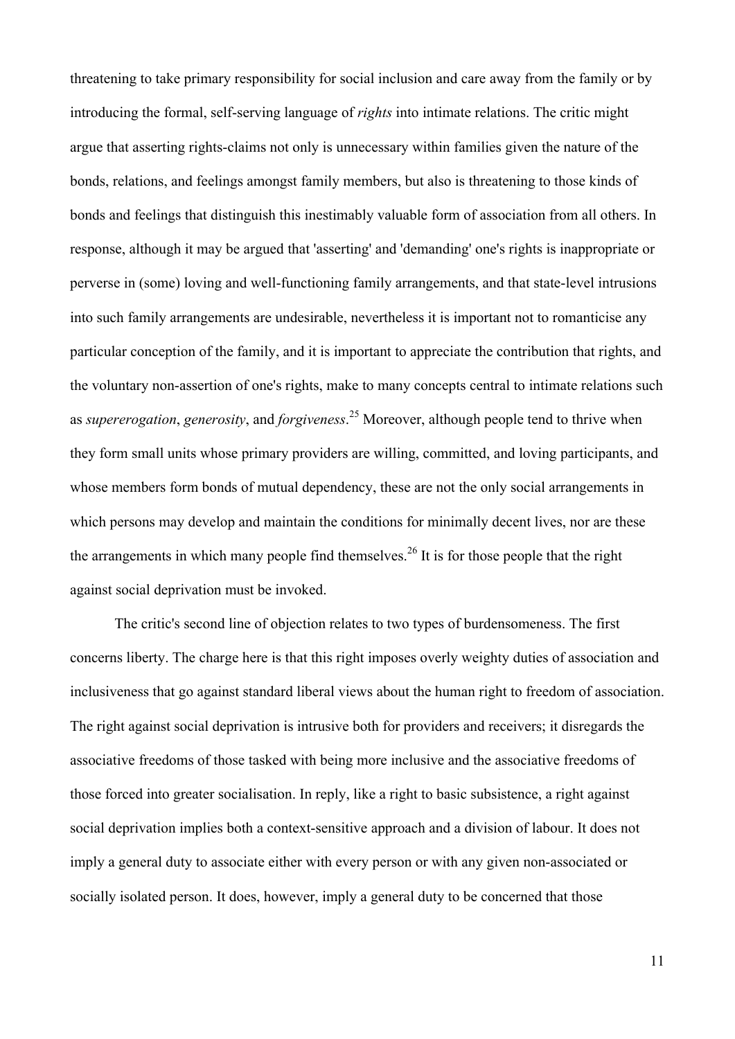threatening to take primary responsibility for social inclusion and care away from the family or by introducing the formal, self-serving language of *rights* into intimate relations. The critic might argue that asserting rights-claims not only is unnecessary within families given the nature of the bonds, relations, and feelings amongst family members, but also is threatening to those kinds of bonds and feelings that distinguish this inestimably valuable form of association from all others. In response, although it may be argued that 'asserting' and 'demanding' one's rights is inappropriate or perverse in (some) loving and well-functioning family arrangements, and that state-level intrusions into such family arrangements are undesirable, nevertheless it is important not to romanticise any particular conception of the family, and it is important to appreciate the contribution that rights, and the voluntary non-assertion of one's rights, make to many concepts central to intimate relations such as *supererogation*, *generosity*, and *forgiveness*.[25] Moreover, although people tend to thrive when they form small units whose primary providers are willing, committed, and loving participants, and whose members form bonds of mutual dependency, these are not the only social arrangements in which persons may develop and maintain the conditions for minimally decent lives, nor are these the arrangements in which many people find themselves.[26] It is for those people that the right against social deprivation must be invoked.

The critic's second line of objection relates to two types of burdensomeness. The first concerns liberty. The charge here is that this right imposes overly weighty duties of association and inclusiveness that go against standard liberal views about the human right to freedom of association. The right against social deprivation is intrusive both for providers and receivers; it disregards the associative freedoms of those tasked with being more inclusive and the associative freedoms of those forced into greater socialisation. In reply, like a right to basic subsistence, a right against social deprivation implies both a context-sensitive approach and a division of labour. It does not imply a general duty to associate either with every person or with any given non-associated or socially isolated person. It does, however, imply a general duty to be concerned that those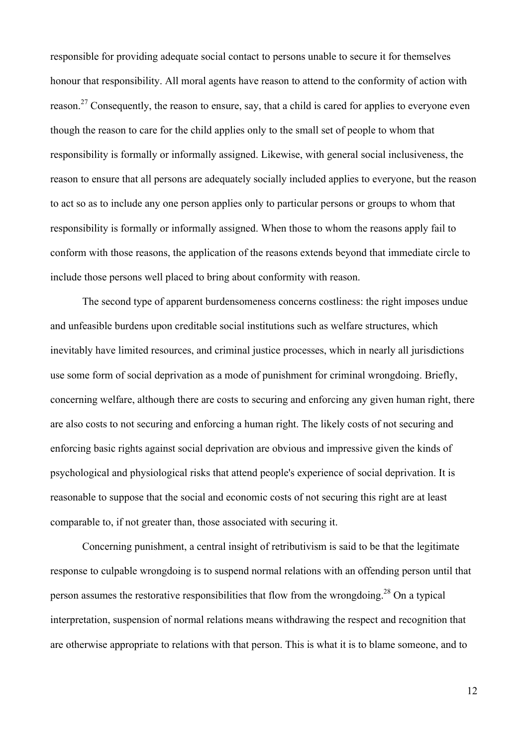responsible for providing adequate social contact to persons unable to secure it for themselves honour that responsibility. All moral agents have reason to attend to the conformity of action with reason.[27] Consequently, the reason to ensure, say, that a child is cared for applies to everyone even though the reason to care for the child applies only to the small set of people to whom that responsibility is formally or informally assigned. Likewise, with general social inclusiveness, the reason to ensure that all persons are adequately socially included applies to everyone, but the reason to act so as to include any one person applies only to particular persons or groups to whom that responsibility is formally or informally assigned. When those to whom the reasons apply fail to conform with those reasons, the application of the reasons extends beyond that immediate circle to include those persons well placed to bring about conformity with reason.

The second type of apparent burdensomeness concerns costliness: the right imposes undue and unfeasible burdens upon creditable social institutions such as welfare structures, which inevitably have limited resources, and criminal justice processes, which in nearly all jurisdictions use some form of social deprivation as a mode of punishment for criminal wrongdoing. Briefly, concerning welfare, although there are costs to securing and enforcing any given human right, there are also costs to not securing and enforcing a human right. The likely costs of not securing and enforcing basic rights against social deprivation are obvious and impressive given the kinds of psychological and physiological risks that attend people's experience of social deprivation. It is reasonable to suppose that the social and economic costs of not securing this right are at least comparable to, if not greater than, those associated with securing it.

Concerning punishment, a central insight of retributivism is said to be that the legitimate response to culpable wrongdoing is to suspend normal relations with an offending person until that person assumes the restorative responsibilities that flow from the wrongdoing.[28] On a typical interpretation, suspension of normal relations means withdrawing the respect and recognition that are otherwise appropriate to relations with that person. This is what it is to blame someone, and to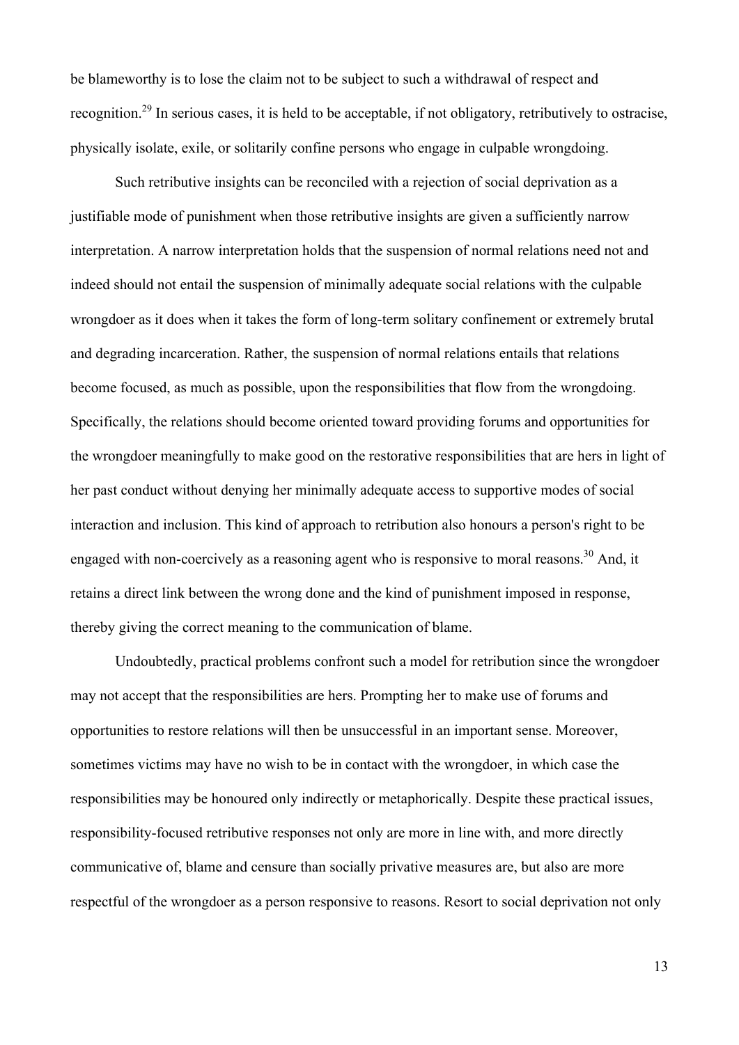be blameworthy is to lose the claim not to be subject to such a withdrawal of respect and recognition.[29] In serious cases, it is held to be acceptable, if not obligatory, retributively to ostracise, physically isolate, exile, or solitarily confine persons who engage in culpable wrongdoing.

Such retributive insights can be reconciled with a rejection of social deprivation as a justifiable mode of punishment when those retributive insights are given a sufficiently narrow interpretation. A narrow interpretation holds that the suspension of normal relations need not and indeed should not entail the suspension of minimally adequate social relations with the culpable wrongdoer as it does when it takes the form of long-term solitary confinement or extremely brutal and degrading incarceration. Rather, the suspension of normal relations entails that relations become focused, as much as possible, upon the responsibilities that flow from the wrongdoing. Specifically, the relations should become oriented toward providing forums and opportunities for the wrongdoer meaningfully to make good on the restorative responsibilities that are hers in light of her past conduct without denying her minimally adequate access to supportive modes of social interaction and inclusion. This kind of approach to retribution also honours a person's right to be engaged with non-coercively as a reasoning agent who is responsive to moral reasons.[30] And, it retains a direct link between the wrong done and the kind of punishment imposed in response, thereby giving the correct meaning to the communication of blame.

Undoubtedly, practical problems confront such a model for retribution since the wrongdoer may not accept that the responsibilities are hers. Prompting her to make use of forums and opportunities to restore relations will then be unsuccessful in an important sense. Moreover, sometimes victims may have no wish to be in contact with the wrongdoer, in which case the responsibilities may be honoured only indirectly or metaphorically. Despite these practical issues, responsibility-focused retributive responses not only are more in line with, and more directly communicative of, blame and censure than socially privative measures are, but also are more respectful of the wrongdoer as a person responsive to reasons. Resort to social deprivation not only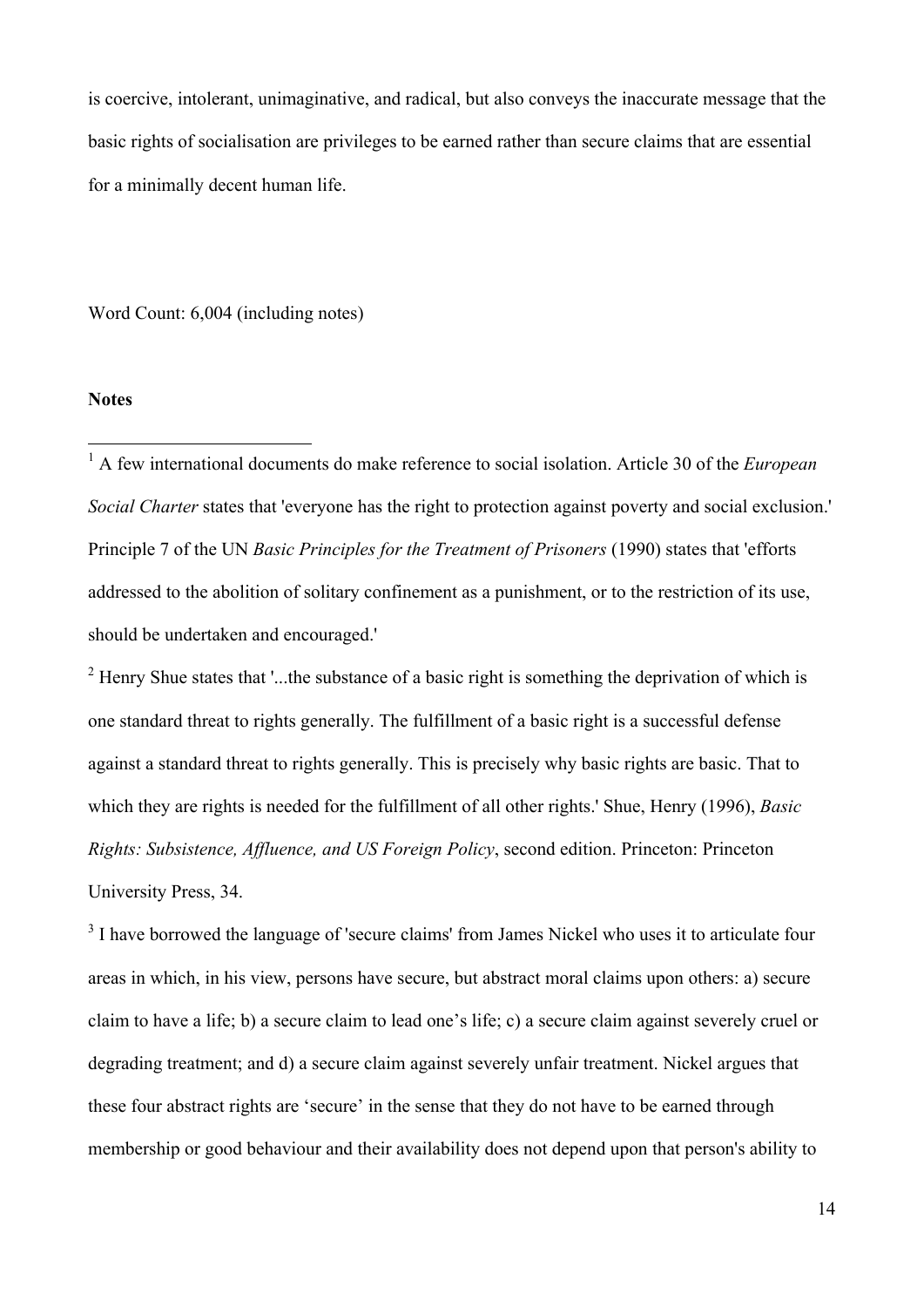is coercive, intolerant, unimaginative, and radical, but also conveys the inaccurate message that the basic rights of socialisation are privileges to be earned rather than secure claims that are essential for a minimally decent human life.

Word Count: 6,004 (including notes)

**Notes**

---

[1] A few international documents do make reference to social isolation. Article 30 of the *European Social Charter* states that 'everyone has the right to protection against poverty and social exclusion.' Principle 7 of the UN *Basic Principles for the Treatment of Prisoners* (1990) states that 'efforts addressed to the abolition of solitary confinement as a punishment, or to the restriction of its use, should be undertaken and encouraged.'

[2] Henry Shue states that '...the substance of a basic right is something the deprivation of which is one standard threat to rights generally. The fulfillment of a basic right is a successful defense against a standard threat to rights generally. This is precisely why basic rights are basic. That to which they are rights is needed for the fulfillment of all other rights.' Shue, Henry (1996), *Basic Rights: Subsistence, Affluence, and US Foreign Policy*, second edition. Princeton: Princeton University Press, 34.

[3] I have borrowed the language of 'secure claims' from James Nickel who uses it to articulate four areas in which, in his view, persons have secure, but abstract moral claims upon others: a) secure claim to have a life; b) a secure claim to lead one's life; c) a secure claim against severely cruel or degrading treatment; and d) a secure claim against severely unfair treatment. Nickel argues that these four abstract rights are 'secure' in the sense that they do not have to be earned through membership or good behaviour and their availability does not depend upon that person's ability to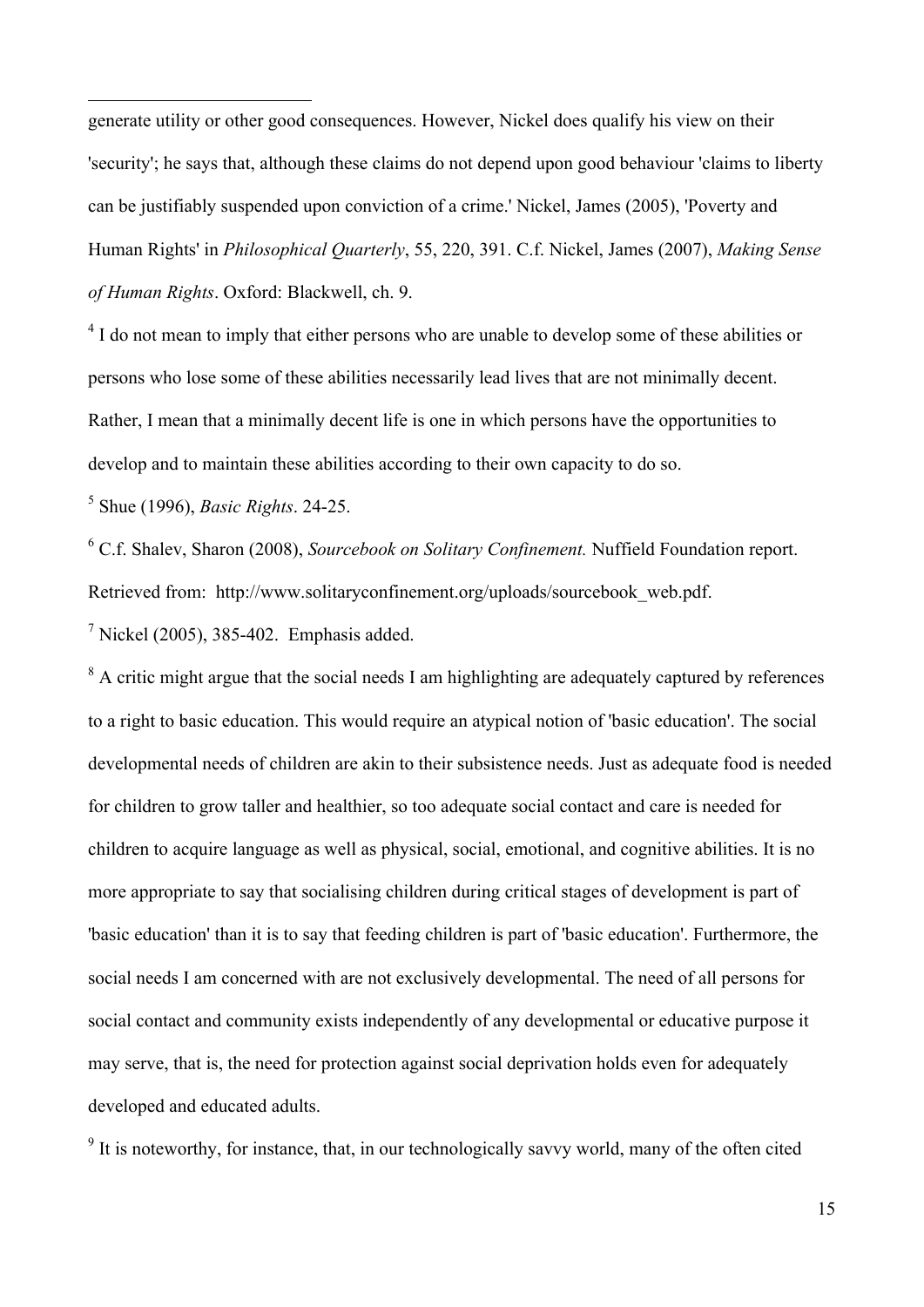generate utility or other good consequences. However, Nickel does qualify his view on their 'security'; he says that, although these claims do not depend upon good behaviour 'claims to liberty can be justifiably suspended upon conviction of a crime.' Nickel, James (2005), 'Poverty and Human Rights' in *Philosophical Quarterly*, 55, 220, 391. C.f. Nickel, James (2007), *Making Sense of Human Rights*. Oxford: Blackwell, ch. 9.

[4] I do not mean to imply that either persons who are unable to develop some of these abilities or persons who lose some of these abilities necessarily lead lives that are not minimally decent. Rather, I mean that a minimally decent life is one in which persons have the opportunities to develop and to maintain these abilities according to their own capacity to do so.

[5] Shue (1996), *Basic Rights*. 24-25.

[6] C.f. Shalev, Sharon (2008), *Sourcebook on Solitary Confinement.* Nuffield Foundation report. Retrieved from: http://www.solitaryconfinement.org/uploads/sourcebook_web.pdf.

[7] Nickel (2005), 385-402. Emphasis added.

[8] A critic might argue that the social needs I am highlighting are adequately captured by references to a right to basic education. This would require an atypical notion of 'basic education'. The social developmental needs of children are akin to their subsistence needs. Just as adequate food is needed for children to grow taller and healthier, so too adequate social contact and care is needed for children to acquire language as well as physical, social, emotional, and cognitive abilities. It is no more appropriate to say that socialising children during critical stages of development is part of 'basic education' than it is to say that feeding children is part of 'basic education'. Furthermore, the social needs I am concerned with are not exclusively developmental. The need of all persons for social contact and community exists independently of any developmental or educative purpose it may serve, that is, the need for protection against social deprivation holds even for adequately developed and educated adults.

[9] It is noteworthy, for instance, that, in our technologically savvy world, many of the often cited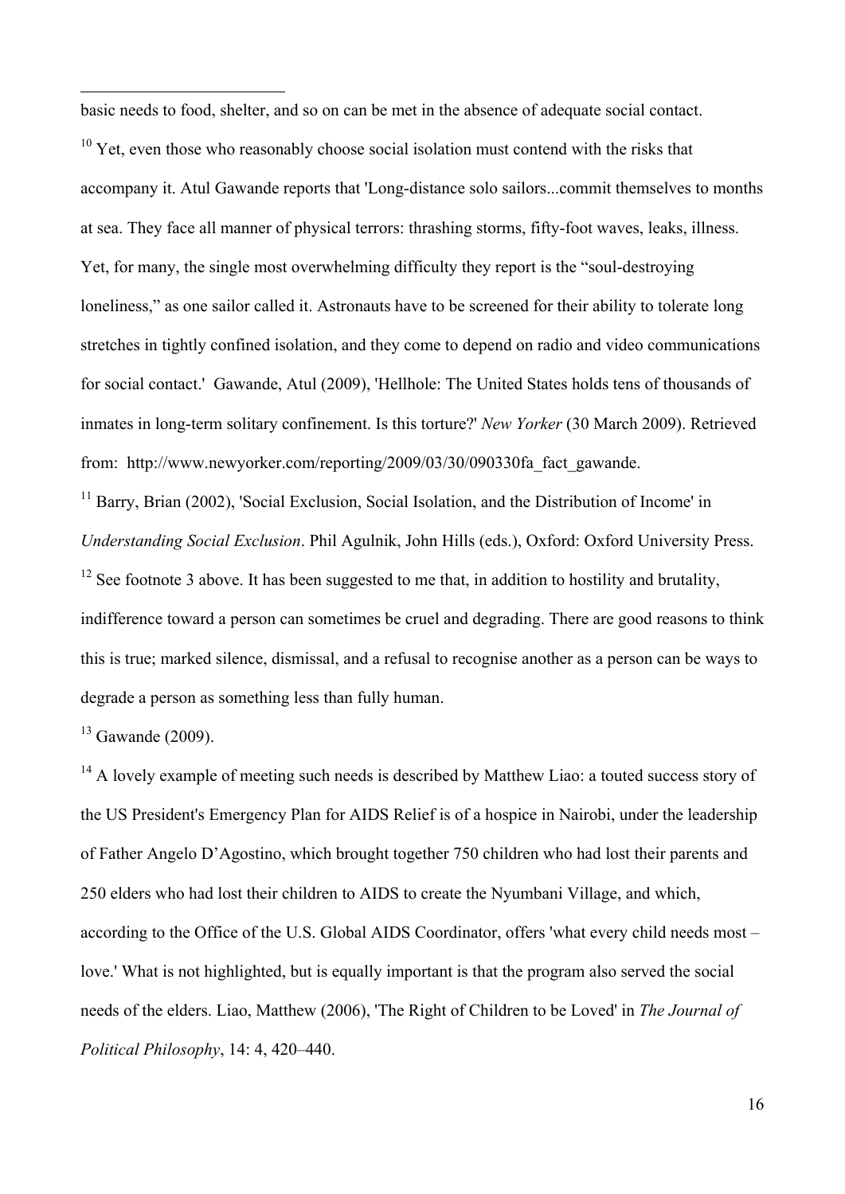basic needs to food, shelter, and so on can be met in the absence of adequate social contact.

[10] Yet, even those who reasonably choose social isolation must contend with the risks that accompany it. Atul Gawande reports that 'Long-distance solo sailors...commit themselves to months at sea. They face all manner of physical terrors: thrashing storms, fifty-foot waves, leaks, illness. Yet, for many, the single most overwhelming difficulty they report is the "soul-destroying loneliness," as one sailor called it. Astronauts have to be screened for their ability to tolerate long stretches in tightly confined isolation, and they come to depend on radio and video communications for social contact.' Gawande, Atul (2009), 'Hellhole: The United States holds tens of thousands of inmates in long-term solitary confinement. Is this torture?' *New Yorker* (30 March 2009). Retrieved from: http://www.newyorker.com/reporting/2009/03/30/090330fa_fact_gawande.

[11] Barry, Brian (2002), 'Social Exclusion, Social Isolation, and the Distribution of Income' in *Understanding Social Exclusion*. Phil Agulnik, John Hills (eds.), Oxford: Oxford University Press.

[12] See footnote 3 above. It has been suggested to me that, in addition to hostility and brutality, indifference toward a person can sometimes be cruel and degrading. There are good reasons to think this is true; marked silence, dismissal, and a refusal to recognise another as a person can be ways to degrade a person as something less than fully human.

[13] Gawande (2009).

[14] A lovely example of meeting such needs is described by Matthew Liao: a touted success story of the US President's Emergency Plan for AIDS Relief is of a hospice in Nairobi, under the leadership of Father Angelo D'Agostino, which brought together 750 children who had lost their parents and 250 elders who had lost their children to AIDS to create the Nyumbani Village, and which, according to the Office of the U.S. Global AIDS Coordinator, offers 'what every child needs most – love.' What is not highlighted, but is equally important is that the program also served the social needs of the elders. Liao, Matthew (2006), 'The Right of Children to be Loved' in *The Journal of Political Philosophy*, 14: 4, 420–440.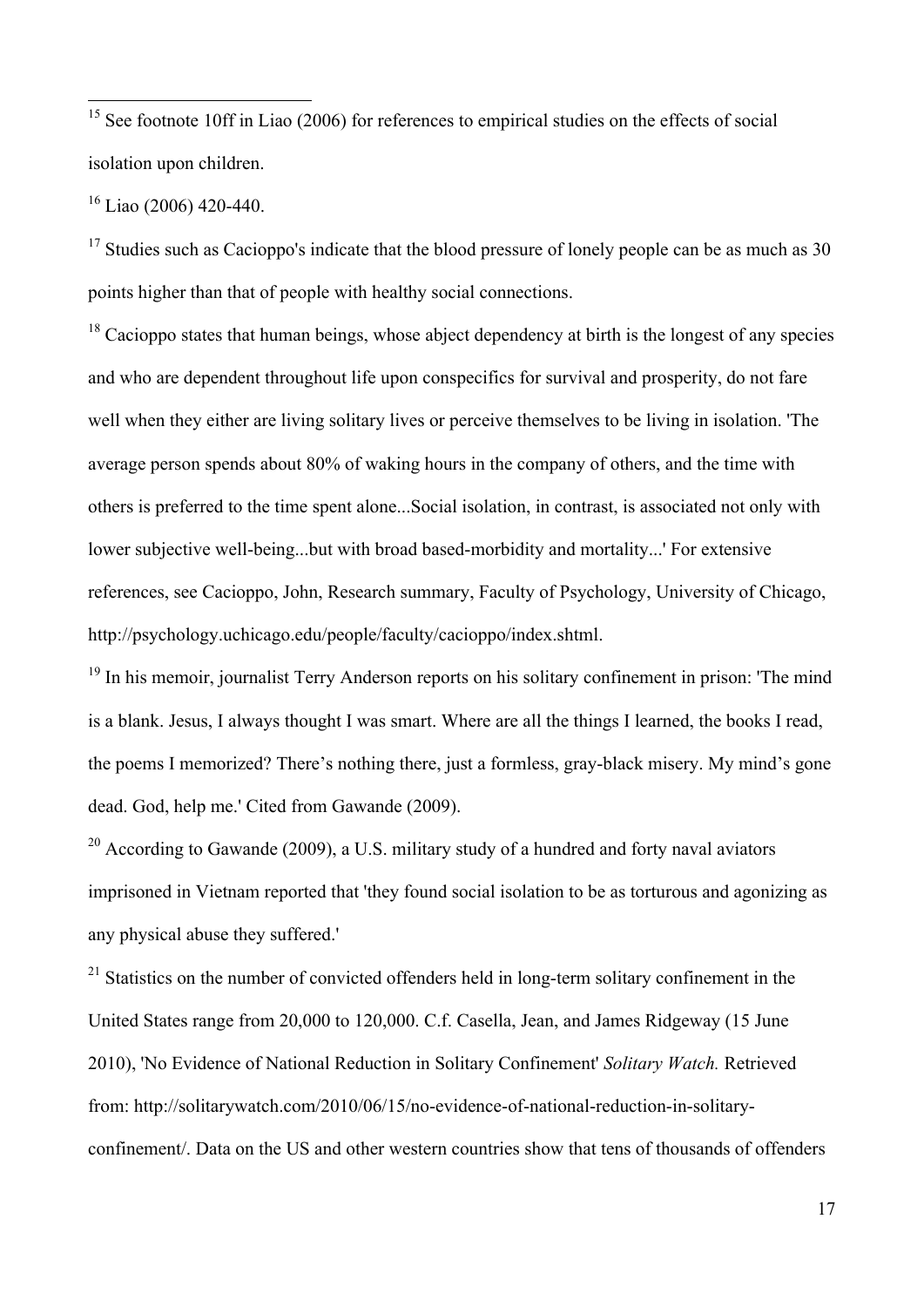[15] See footnote 10ff in Liao (2006) for references to empirical studies on the effects of social isolation upon children.

[16] Liao (2006) 420-440.

[17] Studies such as Cacioppo's indicate that the blood pressure of lonely people can be as much as 30 points higher than that of people with healthy social connections.

[18] Cacioppo states that human beings, whose abject dependency at birth is the longest of any species and who are dependent throughout life upon conspecifics for survival and prosperity, do not fare well when they either are living solitary lives or perceive themselves to be living in isolation. 'The average person spends about 80% of waking hours in the company of others, and the time with others is preferred to the time spent alone...Social isolation, in contrast, is associated not only with lower subjective well-being...but with broad based-morbidity and mortality...' For extensive references, see Cacioppo, John, Research summary, Faculty of Psychology, University of Chicago, http://psychology.uchicago.edu/people/faculty/cacioppo/index.shtml.

[19] In his memoir, journalist Terry Anderson reports on his solitary confinement in prison: 'The mind is a blank. Jesus, I always thought I was smart. Where are all the things I learned, the books I read, the poems I memorized? There's nothing there, just a formless, gray-black misery. My mind's gone dead. God, help me.' Cited from Gawande (2009).

[20] According to Gawande (2009), a U.S. military study of a hundred and forty naval aviators imprisoned in Vietnam reported that 'they found social isolation to be as torturous and agonizing as any physical abuse they suffered.'

[21] Statistics on the number of convicted offenders held in long-term solitary confinement in the United States range from 20,000 to 120,000. C.f. Casella, Jean, and James Ridgeway (15 June 2010), 'No Evidence of National Reduction in Solitary Confinement' *Solitary Watch.* Retrieved from: http://solitarywatch.com/2010/06/15/no-evidence-of-national-reduction-in-solitary-confinement/. Data on the US and other western countries show that tens of thousands of offenders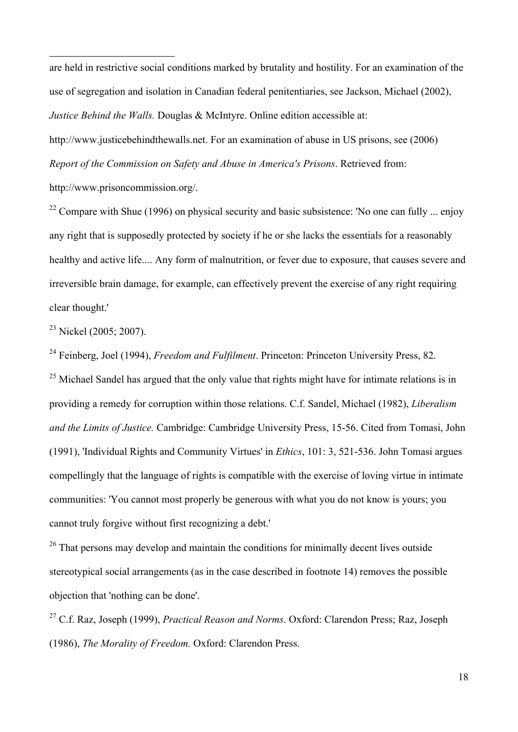are held in restrictive social conditions marked by brutality and hostility. For an examination of the use of segregation and isolation in Canadian federal penitentiaries, see Jackson, Michael (2002), *Justice Behind the Walls.* Douglas & McIntyre. Online edition accessible at: http://www.justicebehindthewalls.net. For an examination of abuse in US prisons, see (2006) *Report of the Commission on Safety and Abuse in America's Prisons*. Retrieved from: http://www.prisoncommission.org/.

[22] Compare with Shue (1996) on physical security and basic subsistence: 'No one can fully ... enjoy any right that is supposedly protected by society if he or she lacks the essentials for a reasonably healthy and active life.... Any form of malnutrition, or fever due to exposure, that causes severe and irreversible brain damage, for example, can effectively prevent the exercise of any right requiring clear thought.'

[23] Nickel (2005; 2007).

[24] Feinberg, Joel (1994), *Freedom and Fulfilment*. Princeton: Princeton University Press, 82.

[25] Michael Sandel has argued that the only value that rights might have for intimate relations is in providing a remedy for corruption within those relations. C.f. Sandel, Michael (1982), *Liberalism and the Limits of Justice.* Cambridge: Cambridge University Press, 15-56. Cited from Tomasi, John (1991), 'Individual Rights and Community Virtues' in *Ethics*, 101: 3, 521-536. John Tomasi argues compellingly that the language of rights is compatible with the exercise of loving virtue in intimate communities: 'You cannot most properly be generous with what you do not know is yours; you cannot truly forgive without first recognizing a debt.'

[26] That persons may develop and maintain the conditions for minimally decent lives outside stereotypical social arrangements (as in the case described in footnote 14) removes the possible objection that 'nothing can be done'.

[27] C.f. Raz, Joseph (1999), *Practical Reason and Norms*. Oxford: Clarendon Press; Raz, Joseph (1986), *The Morality of Freedom.* Oxford: Clarendon Press.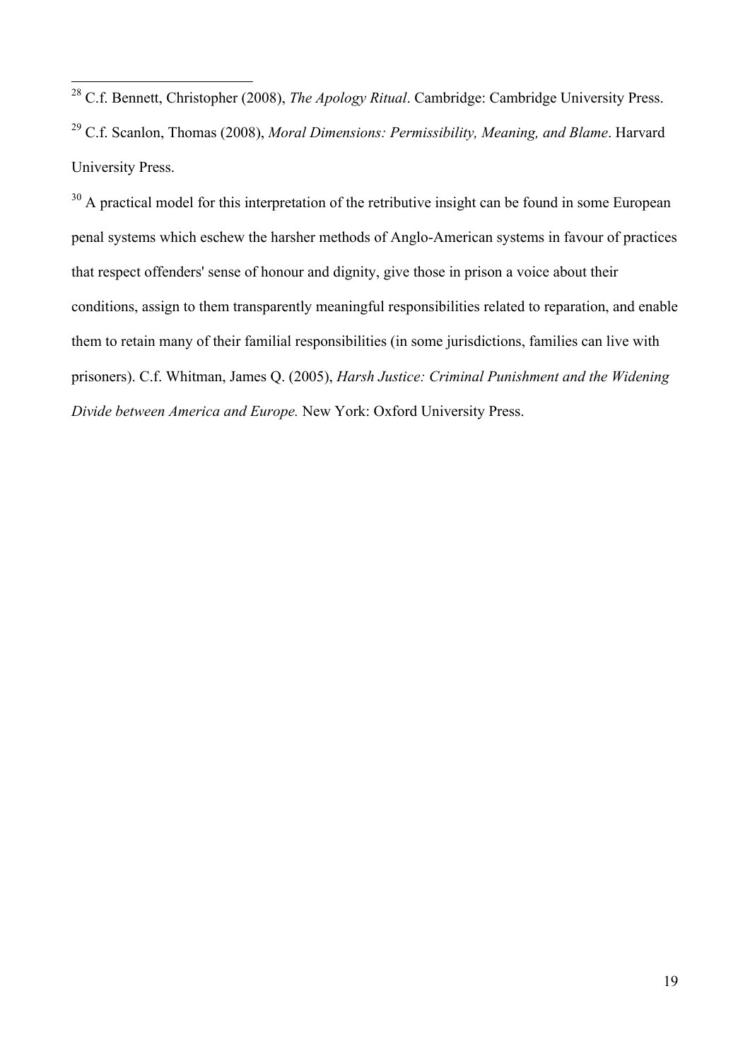[28] C.f. Bennett, Christopher (2008), *The Apology Ritual*. Cambridge: Cambridge University Press.

[29] C.f. Scanlon, Thomas (2008), *Moral Dimensions: Permissibility, Meaning, and Blame*. Harvard University Press.

[30] A practical model for this interpretation of the retributive insight can be found in some European penal systems which eschew the harsher methods of Anglo-American systems in favour of practices that respect offenders' sense of honour and dignity, give those in prison a voice about their conditions, assign to them transparently meaningful responsibilities related to reparation, and enable them to retain many of their familial responsibilities (in some jurisdictions, families can live with prisoners). C.f. Whitman, James Q. (2005), *Harsh Justice: Criminal Punishment and the Widening Divide between America and Europe.* New York: Oxford University Press.